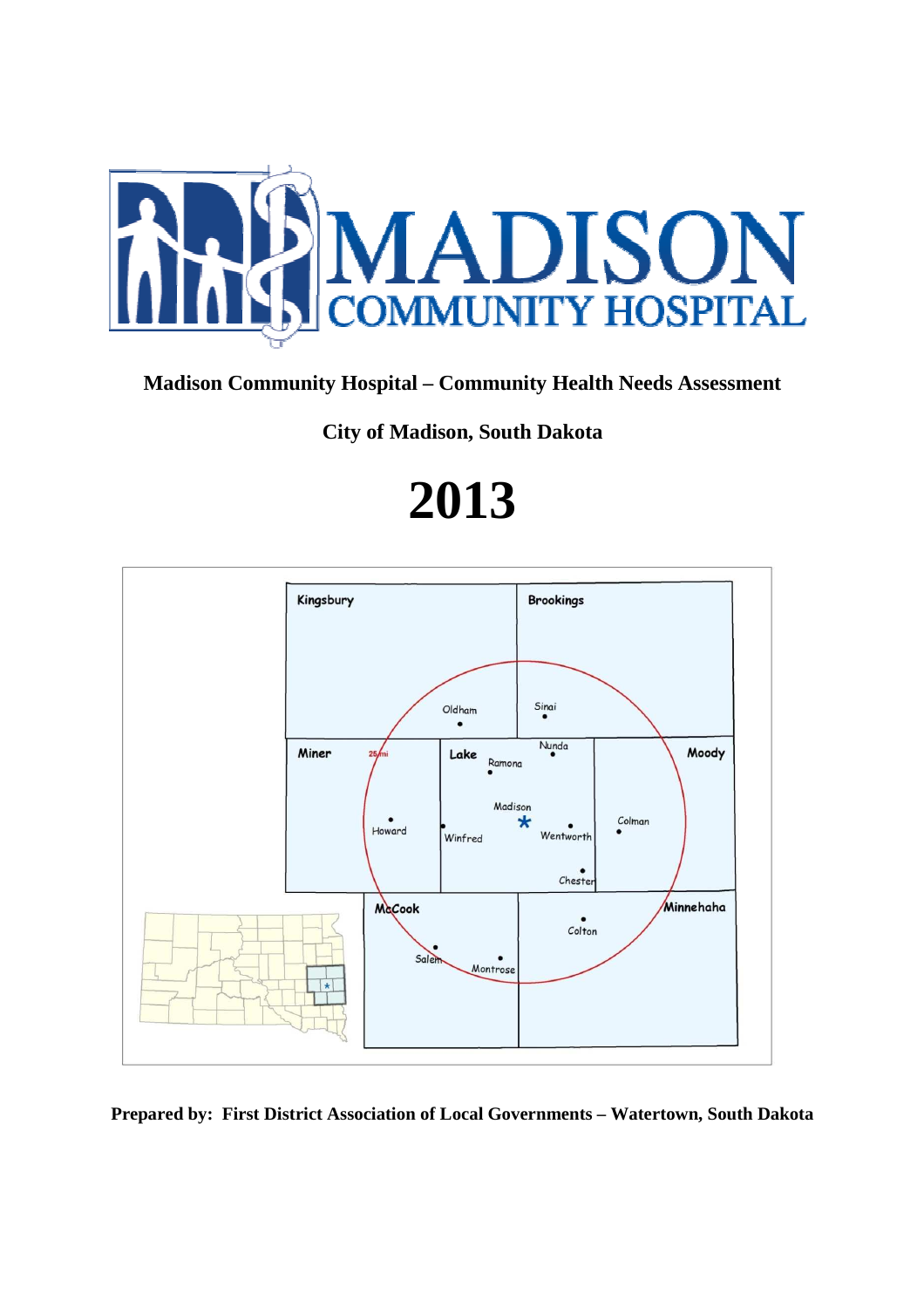MADISON COMMUNITY HOSPITAL

**Madison Community Hospital – Community Health Needs Assessment**

**City of Madison, South Dakota**

# 2013

Kingsbury
Brookings
Oldham
Sinai
Miner
25 mi
Lake
Ramona
Nunda
Moody
Madison
Howard
Winfred
Wentworth
Colman
Chester
McCook
Minnehaha
Colton
Salem
Montrose

**Prepared by: First District Association of Local Governments – Watertown, South Dakota**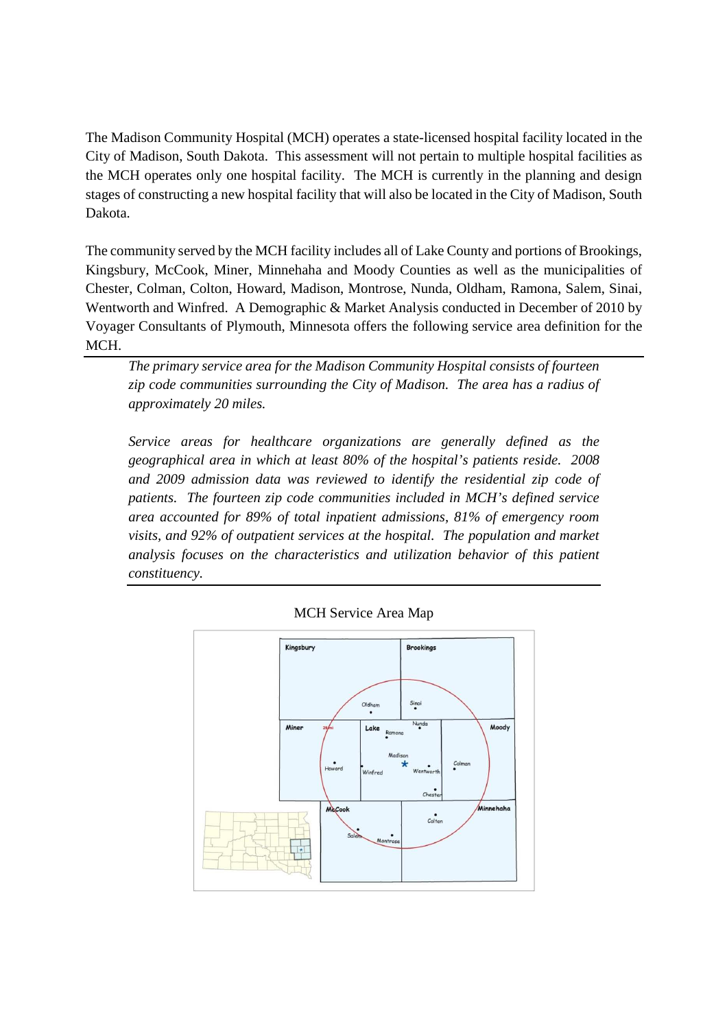The Madison Community Hospital (MCH) operates a state-licensed hospital facility located in the City of Madison, South Dakota. This assessment will not pertain to multiple hospital facilities as the MCH operates only one hospital facility. The MCH is currently in the planning and design stages of constructing a new hospital facility that will also be located in the City of Madison, South Dakota.

The community served by the MCH facility includes all of Lake County and portions of Brookings, Kingsbury, McCook, Miner, Minnehaha and Moody Counties as well as the municipalities of Chester, Colman, Colton, Howard, Madison, Montrose, Nunda, Oldham, Ramona, Salem, Sinai, Wentworth and Winfred. A Demographic & Market Analysis conducted in December of 2010 by Voyager Consultants of Plymouth, Minnesota offers the following service area definition for the MCH.

---

> *The primary service area for the Madison Community Hospital consists of fourteen zip code communities surrounding the City of Madison. The area has a radius of approximately 20 miles.*
>
> *Service areas for healthcare organizations are generally defined as the geographical area in which at least 80% of the hospital's patients reside. 2008 and 2009 admission data was reviewed to identify the residential zip code of patients. The fourteen zip code communities included in MCH's defined service area accounted for 89% of total inpatient admissions, 81% of emergency room visits, and 92% of outpatient services at the hospital. The population and market analysis focuses on the characteristics and utilization behavior of this patient constituency.*

---

MCH Service Area Map

Kingsbury
Brookings
Oldham
Sinai
Miner
Lake
Nunda
Moody
25 mi
Ramona
Madison
Howard
Winfred
Wentworth
Colman
Chester
McCook
Minnehaha
Colton
Salem
Montrose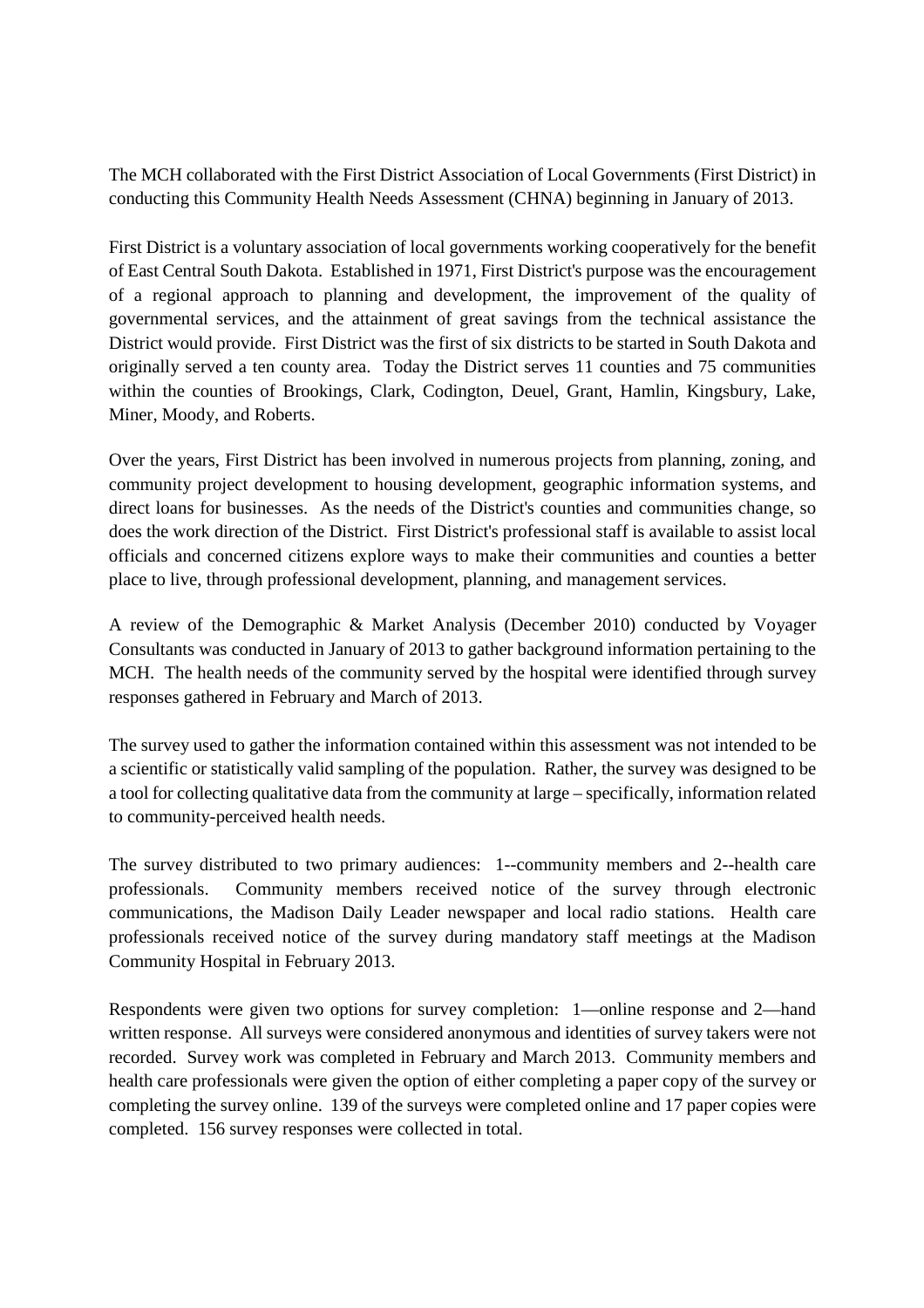The MCH collaborated with the First District Association of Local Governments (First District) in conducting this Community Health Needs Assessment (CHNA) beginning in January of 2013.

First District is a voluntary association of local governments working cooperatively for the benefit of East Central South Dakota. Established in 1971, First District's purpose was the encouragement of a regional approach to planning and development, the improvement of the quality of governmental services, and the attainment of great savings from the technical assistance the District would provide. First District was the first of six districts to be started in South Dakota and originally served a ten county area. Today the District serves 11 counties and 75 communities within the counties of Brookings, Clark, Codington, Deuel, Grant, Hamlin, Kingsbury, Lake, Miner, Moody, and Roberts.

Over the years, First District has been involved in numerous projects from planning, zoning, and community project development to housing development, geographic information systems, and direct loans for businesses. As the needs of the District's counties and communities change, so does the work direction of the District. First District's professional staff is available to assist local officials and concerned citizens explore ways to make their communities and counties a better place to live, through professional development, planning, and management services.

A review of the Demographic & Market Analysis (December 2010) conducted by Voyager Consultants was conducted in January of 2013 to gather background information pertaining to the MCH. The health needs of the community served by the hospital were identified through survey responses gathered in February and March of 2013.

The survey used to gather the information contained within this assessment was not intended to be a scientific or statistically valid sampling of the population. Rather, the survey was designed to be a tool for collecting qualitative data from the community at large – specifically, information related to community-perceived health needs.

The survey distributed to two primary audiences: 1--community members and 2--health care professionals. Community members received notice of the survey through electronic communications, the Madison Daily Leader newspaper and local radio stations. Health care professionals received notice of the survey during mandatory staff meetings at the Madison Community Hospital in February 2013.

Respondents were given two options for survey completion: 1—online response and 2—hand written response. All surveys were considered anonymous and identities of survey takers were not recorded. Survey work was completed in February and March 2013. Community members and health care professionals were given the option of either completing a paper copy of the survey or completing the survey online. 139 of the surveys were completed online and 17 paper copies were completed. 156 survey responses were collected in total.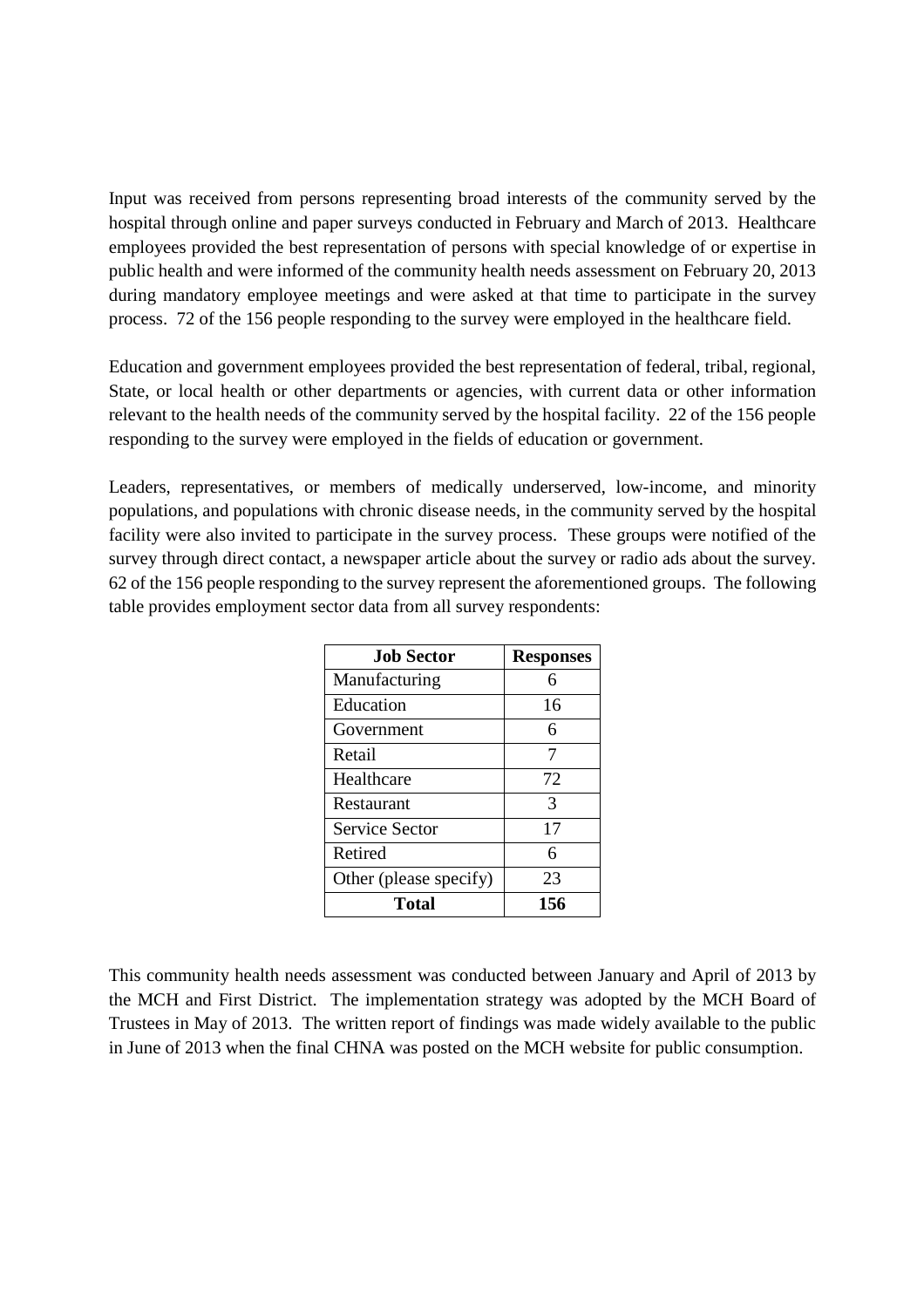Input was received from persons representing broad interests of the community served by the hospital through online and paper surveys conducted in February and March of 2013. Healthcare employees provided the best representation of persons with special knowledge of or expertise in public health and were informed of the community health needs assessment on February 20, 2013 during mandatory employee meetings and were asked at that time to participate in the survey process. 72 of the 156 people responding to the survey were employed in the healthcare field.

Education and government employees provided the best representation of federal, tribal, regional, State, or local health or other departments or agencies, with current data or other information relevant to the health needs of the community served by the hospital facility. 22 of the 156 people responding to the survey were employed in the fields of education or government.

Leaders, representatives, or members of medically underserved, low-income, and minority populations, and populations with chronic disease needs, in the community served by the hospital facility were also invited to participate in the survey process. These groups were notified of the survey through direct contact, a newspaper article about the survey or radio ads about the survey. 62 of the 156 people responding to the survey represent the aforementioned groups. The following table provides employment sector data from all survey respondents:

| **Job Sector** | **Responses** |
|---|---|
| Manufacturing | 6 |
| Education | 16 |
| Government | 6 |
| Retail | 7 |
| Healthcare | 72 |
| Restaurant | 3 |
| Service Sector | 17 |
| Retired | 6 |
| Other (please specify) | 23 |
| **Total** | **156** |

This community health needs assessment was conducted between January and April of 2013 by the MCH and First District. The implementation strategy was adopted by the MCH Board of Trustees in May of 2013. The written report of findings was made widely available to the public in June of 2013 when the final CHNA was posted on the MCH website for public consumption.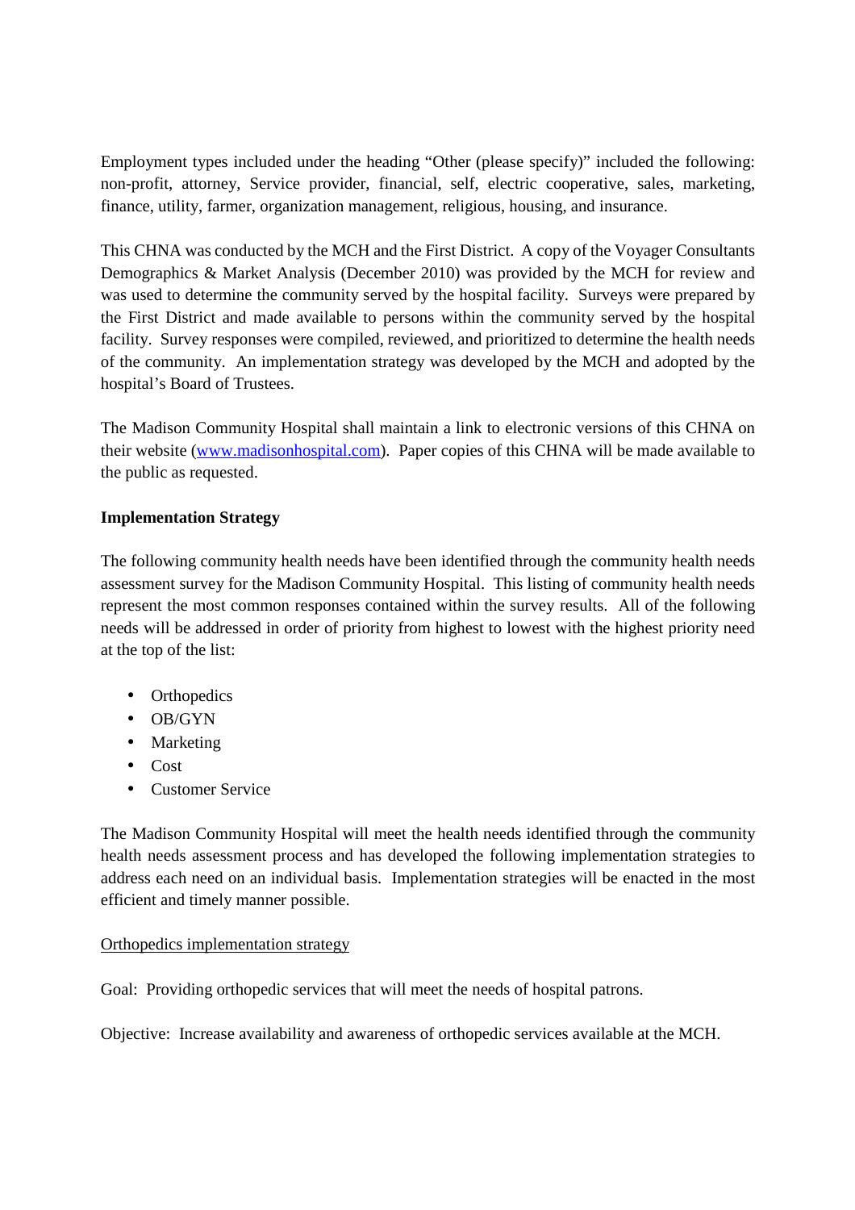Employment types included under the heading "Other (please specify)" included the following: non-profit, attorney, Service provider, financial, self, electric cooperative, sales, marketing, finance, utility, farmer, organization management, religious, housing, and insurance.

This CHNA was conducted by the MCH and the First District. A copy of the Voyager Consultants Demographics & Market Analysis (December 2010) was provided by the MCH for review and was used to determine the community served by the hospital facility. Surveys were prepared by the First District and made available to persons within the community served by the hospital facility. Survey responses were compiled, reviewed, and prioritized to determine the health needs of the community. An implementation strategy was developed by the MCH and adopted by the hospital's Board of Trustees.

The Madison Community Hospital shall maintain a link to electronic versions of this CHNA on their website ([www.madisonhospital.com](www.madisonhospital.com)). Paper copies of this CHNA will be made available to the public as requested.

**Implementation Strategy**

The following community health needs have been identified through the community health needs assessment survey for the Madison Community Hospital. This listing of community health needs represent the most common responses contained within the survey results. All of the following needs will be addressed in order of priority from highest to lowest with the highest priority need at the top of the list:

- Orthopedics
- OB/GYN
- Marketing
- Cost
- Customer Service

The Madison Community Hospital will meet the health needs identified through the community health needs assessment process and has developed the following implementation strategies to address each need on an individual basis. Implementation strategies will be enacted in the most efficient and timely manner possible.

<u>Orthopedics implementation strategy</u>

Goal: Providing orthopedic services that will meet the needs of hospital patrons.

Objective: Increase availability and awareness of orthopedic services available at the MCH.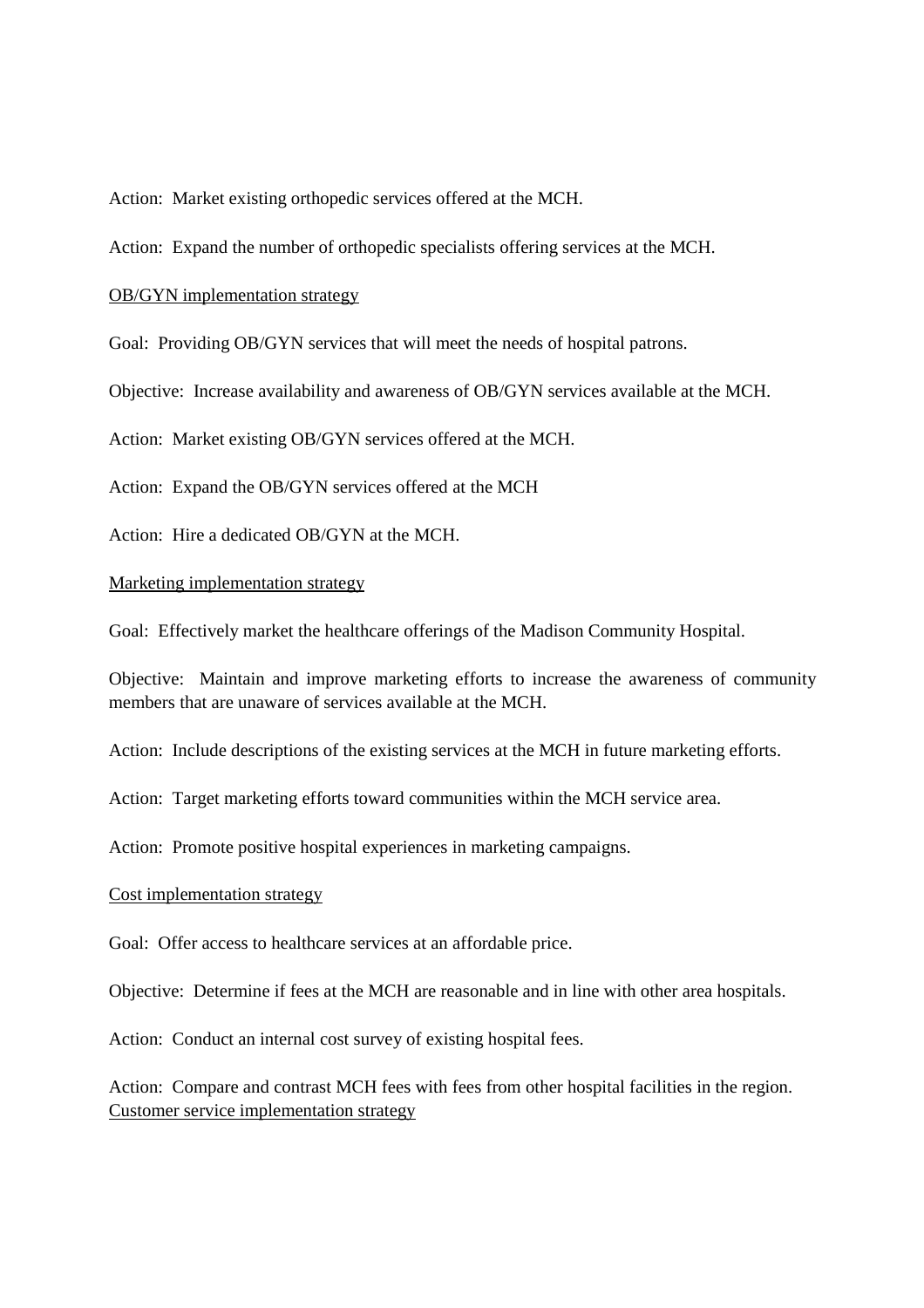Action: Market existing orthopedic services offered at the MCH.

Action: Expand the number of orthopedic specialists offering services at the MCH.

<u>OB/GYN implementation strategy</u>

Goal: Providing OB/GYN services that will meet the needs of hospital patrons.

Objective: Increase availability and awareness of OB/GYN services available at the MCH.

Action: Market existing OB/GYN services offered at the MCH.

Action: Expand the OB/GYN services offered at the MCH

Action: Hire a dedicated OB/GYN at the MCH.

<u>Marketing implementation strategy</u>

Goal: Effectively market the healthcare offerings of the Madison Community Hospital.

Objective: Maintain and improve marketing efforts to increase the awareness of community members that are unaware of services available at the MCH.

Action: Include descriptions of the existing services at the MCH in future marketing efforts.

Action: Target marketing efforts toward communities within the MCH service area.

Action: Promote positive hospital experiences in marketing campaigns.

<u>Cost implementation strategy</u>

Goal: Offer access to healthcare services at an affordable price.

Objective: Determine if fees at the MCH are reasonable and in line with other area hospitals.

Action: Conduct an internal cost survey of existing hospital fees.

Action: Compare and contrast MCH fees with fees from other hospital facilities in the region.

<u>Customer service implementation strategy</u>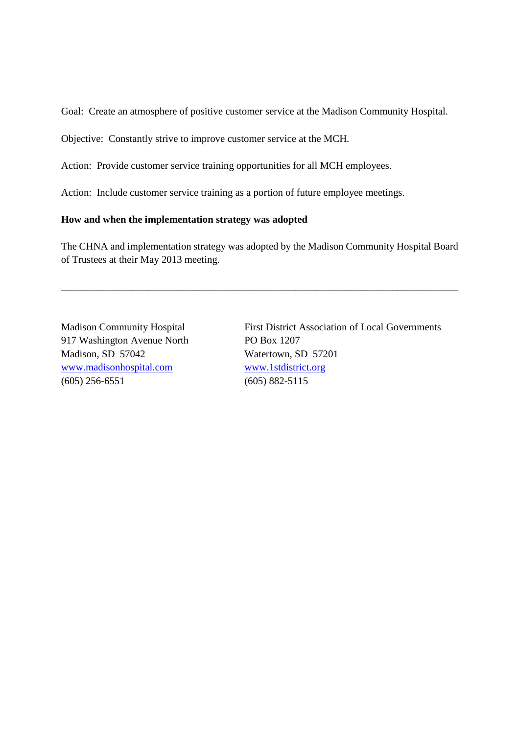Goal: Create an atmosphere of positive customer service at the Madison Community Hospital.

Objective: Constantly strive to improve customer service at the MCH.

Action: Provide customer service training opportunities for all MCH employees.

Action: Include customer service training as a portion of future employee meetings.

**How and when the implementation strategy was adopted**

The CHNA and implementation strategy was adopted by the Madison Community Hospital Board of Trustees at their May 2013 meeting.

---

Madison Community Hospital
917 Washington Avenue North
Madison, SD 57042
www.madisonhospital.com
(605) 256-6551

First District Association of Local Governments
PO Box 1207
Watertown, SD 57201
www.1stdistrict.org
(605) 882-5115